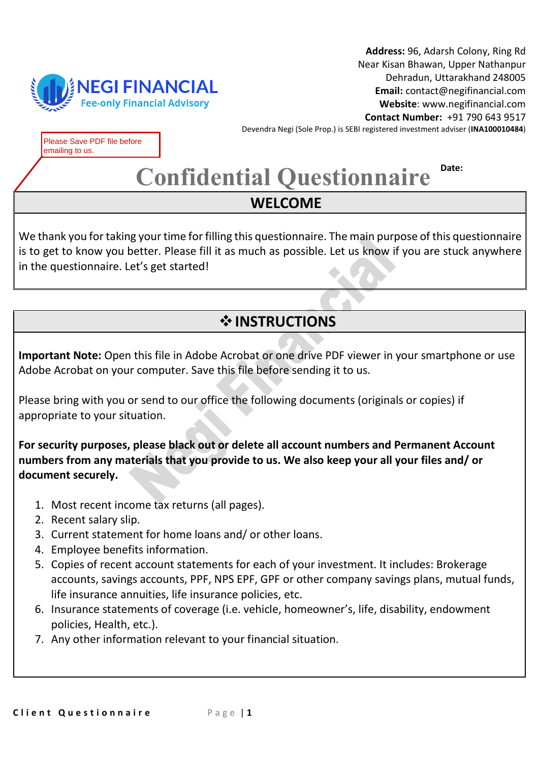**NEGI FINANCIAL**
Fee-only Financial Advisory

**Address:** 96, Adarsh Colony, Ring Rd
Near Kisan Bhawan, Upper Nathanpur
Dehradun, Uttarakhand 248005
**Email:** contact@negifinancial.com
**Website**: www.negifinancial.com
**Contact Number:** +91 790 643 9517
Devendra Negi (Sole Prop.) is SEBI registered investment adviser (**INA100010484**)

Please Save PDF file before emailing to us.

# Confidential Questionnaire

**Date:**

## WELCOME

We thank you for taking your time for filling this questionnaire. The main purpose of this questionnaire is to get to know you better. Please fill it as much as possible. Let us know if you are stuck anywhere in the questionnaire. Let's get started!

## ❖ INSTRUCTIONS

**Important Note:** Open this file in Adobe Acrobat or one drive PDF viewer in your smartphone or use Adobe Acrobat on your computer. Save this file before sending it to us.

Please bring with you or send to our office the following documents (originals or copies) if appropriate to your situation.

**For security purposes, please black out or delete all account numbers and Permanent Account numbers from any materials that you provide to us. We also keep your all your files and/ or document securely.**

1. Most recent income tax returns (all pages).
2. Recent salary slip.
3. Current statement for home loans and/ or other loans.
4. Employee benefits information.
5. Copies of recent account statements for each of your investment. It includes: Brokerage accounts, savings accounts, PPF, NPS EPF, GPF or other company savings plans, mutual funds, life insurance annuities, life insurance policies, etc.
6. Insurance statements of coverage (i.e. vehicle, homeowner's, life, disability, endowment policies, Health, etc.).
7. Any other information relevant to your financial situation.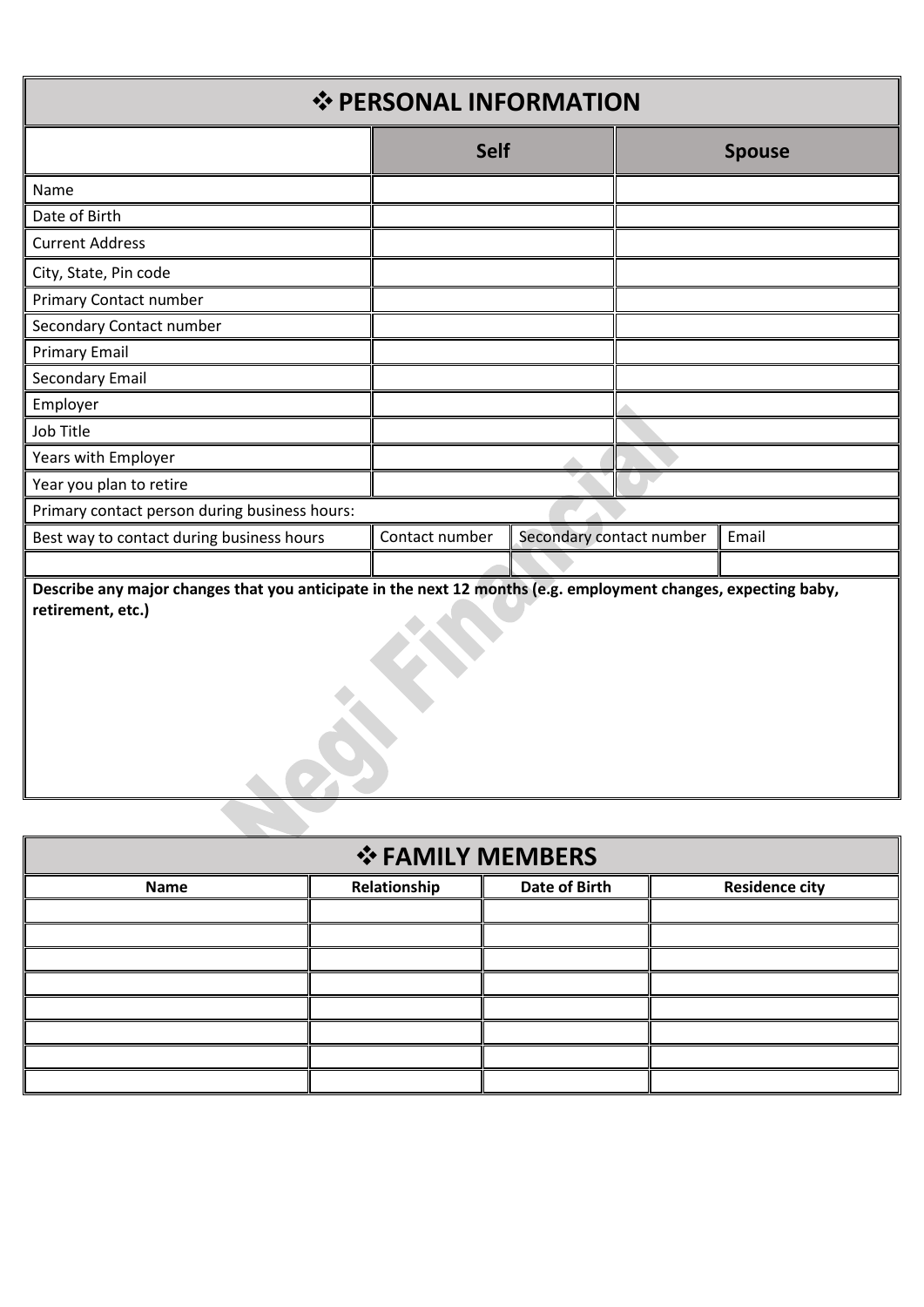## ❖ PERSONAL INFORMATION

| | Self | Spouse |
|---|---|---|
| Name | | |
| Date of Birth | | |
| Current Address | | |
| City, State, Pin code | | |
| Primary Contact number | | |
| Secondary Contact number | | |
| Primary Email | | |
| Secondary Email | | |
| Employer | | |
| Job Title | | |
| Years with Employer | | |
| Year you plan to retire | | |

Primary contact person during business hours:

| Best way to contact during business hours | Contact number | Secondary contact number | Email |
|---|---|---|---|
| | | | |

**Describe any major changes that you anticipate in the next 12 months (e.g. employment changes, expecting baby, retirement, etc.)**

## ❖ FAMILY MEMBERS

| Name | Relationship | Date of Birth | Residence city |
|---|---|---|---|
| | | | |
| | | | |
| | | | |
| | | | |
| | | | |
| | | | |
| | | | |
| | | | |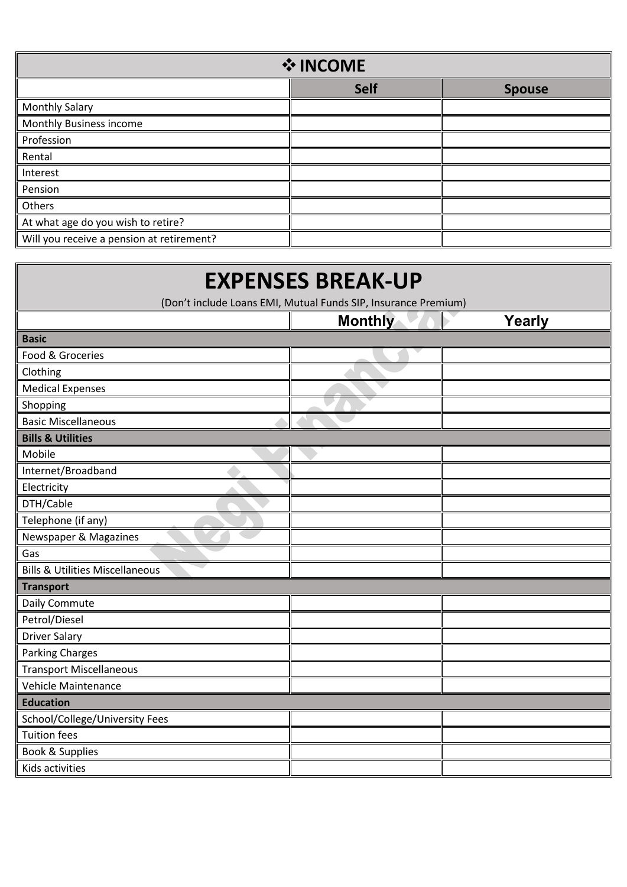| ❖ INCOME | | |
|---|---|---|
| | **Self** | **Spouse** |
| Monthly Salary | | |
| Monthly Business income | | |
| Profession | | |
| Rental | | |
| Interest | | |
| Pension | | |
| Others | | |
| At what age do you wish to retire? | | |
| Will you receive a pension at retirement? | | |

| EXPENSES BREAK-UP (Don't include Loans EMI, Mutual Funds SIP, Insurance Premium) | | |
|---|---|---|
| | **Monthly** | **Yearly** |
| **Basic** | | |
| Food & Groceries | | |
| Clothing | | |
| Medical Expenses | | |
| Shopping | | |
| Basic Miscellaneous | | |
| **Bills & Utilities** | | |
| Mobile | | |
| Internet/Broadband | | |
| Electricity | | |
| DTH/Cable | | |
| Telephone (if any) | | |
| Newspaper & Magazines | | |
| Gas | | |
| Bills & Utilities Miscellaneous | | |
| **Transport** | | |
| Daily Commute | | |
| Petrol/Diesel | | |
| Driver Salary | | |
| Parking Charges | | |
| Transport Miscellaneous | | |
| Vehicle Maintenance | | |
| **Education** | | |
| School/College/University Fees | | |
| Tuition fees | | |
| Book & Supplies | | |
| Kids activities | | |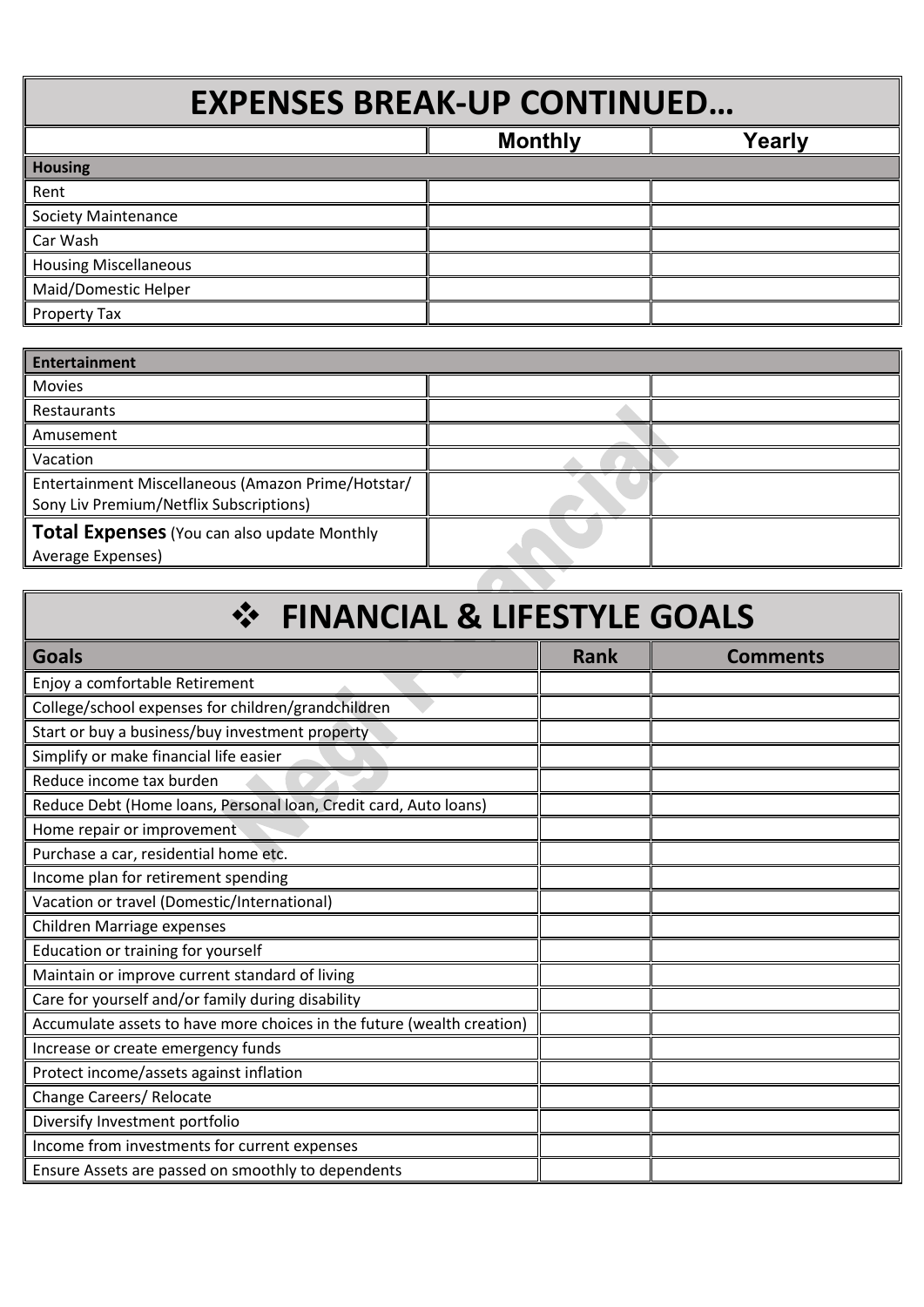# EXPENSES BREAK-UP CONTINUED…

| | Monthly | Yearly |
|---|---|---|
| **Housing** | | |
| Rent | | |
| Society Maintenance | | |
| Car Wash | | |
| Housing Miscellaneous | | |
| Maid/Domestic Helper | | |
| Property Tax | | |

| | | |
|---|---|---|
| **Entertainment** | | |
| Movies | | |
| Restaurants | | |
| Amusement | | |
| Vacation | | |
| Entertainment Miscellaneous (Amazon Prime/Hotstar/ Sony Liv Premium/Netflix Subscriptions) | | |
| **Total Expenses** (You can also update Monthly Average Expenses) | | |

# ❖ FINANCIAL & LIFESTYLE GOALS

| Goals | Rank | Comments |
|---|---|---|
| Enjoy a comfortable Retirement | | |
| College/school expenses for children/grandchildren | | |
| Start or buy a business/buy investment property | | |
| Simplify or make financial life easier | | |
| Reduce income tax burden | | |
| Reduce Debt (Home loans, Personal loan, Credit card, Auto loans) | | |
| Home repair or improvement | | |
| Purchase a car, residential home etc. | | |
| Income plan for retirement spending | | |
| Vacation or travel (Domestic/International) | | |
| Children Marriage expenses | | |
| Education or training for yourself | | |
| Maintain or improve current standard of living | | |
| Care for yourself and/or family during disability | | |
| Accumulate assets to have more choices in the future (wealth creation) | | |
| Increase or create emergency funds | | |
| Protect income/assets against inflation | | |
| Change Careers/ Relocate | | |
| Diversify Investment portfolio | | |
| Income from investments for current expenses | | |
| Ensure Assets are passed on smoothly to dependents | | |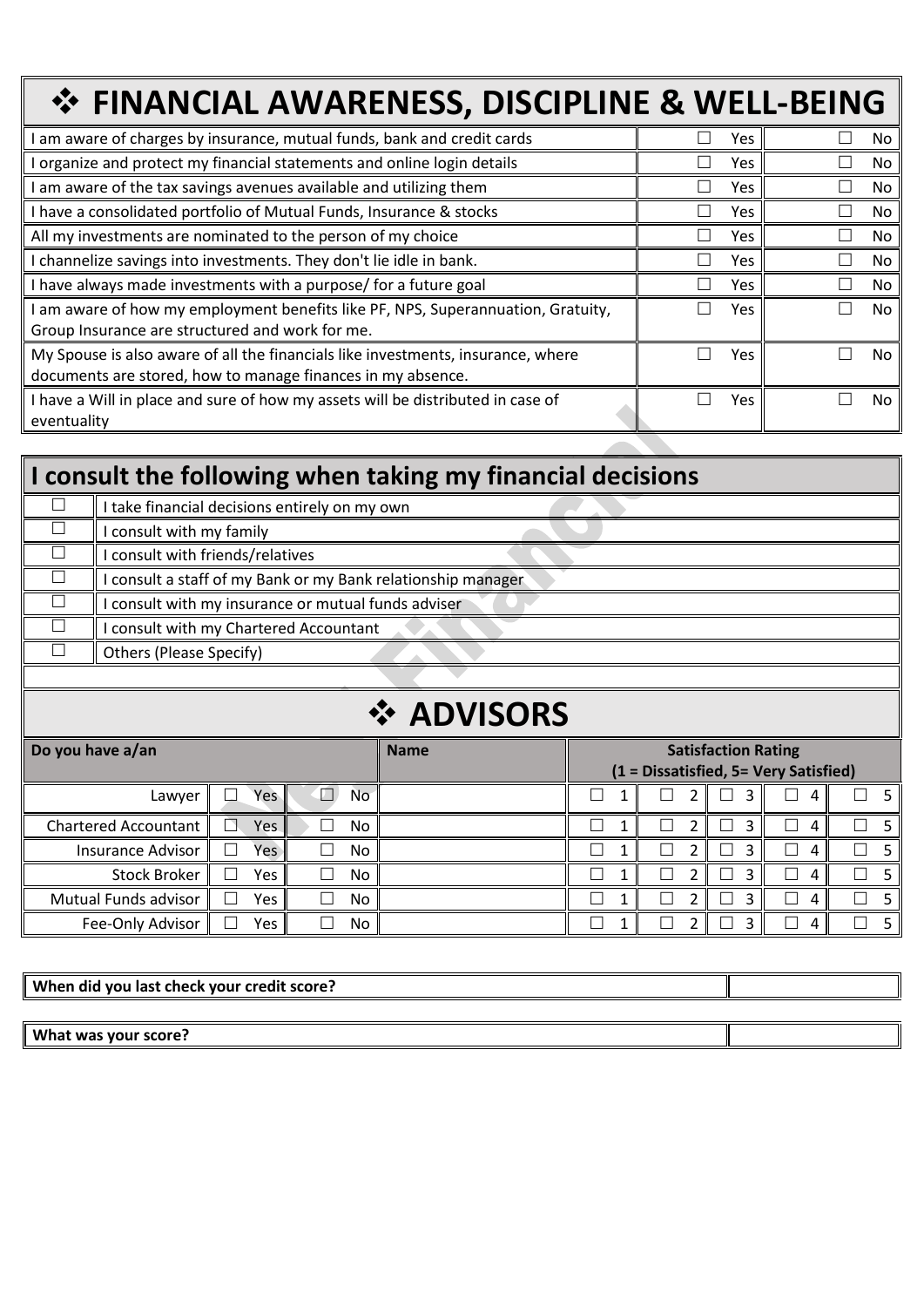# ❖ FINANCIAL AWARENESS, DISCIPLINE & WELL-BEING

| | | |
|---|---|---|
| I am aware of charges by insurance, mutual funds, bank and credit cards | ☐ Yes | ☐ No |
| I organize and protect my financial statements and online login details | ☐ Yes | ☐ No |
| I am aware of the tax savings avenues available and utilizing them | ☐ Yes | ☐ No |
| I have a consolidated portfolio of Mutual Funds, Insurance & stocks | ☐ Yes | ☐ No |
| All my investments are nominated to the person of my choice | ☐ Yes | ☐ No |
| I channelize savings into investments. They don't lie idle in bank. | ☐ Yes | ☐ No |
| I have always made investments with a purpose/ for a future goal | ☐ Yes | ☐ No |
| I am aware of how my employment benefits like PF, NPS, Superannuation, Gratuity, Group Insurance are structured and work for me. | ☐ Yes | ☐ No |
| My Spouse is also aware of all the financials like investments, insurance, where documents are stored, how to manage finances in my absence. | ☐ Yes | ☐ No |
| I have a Will in place and sure of how my assets will be distributed in case of eventuality | ☐ Yes | ☐ No |

## I consult the following when taking my financial decisions

| | |
|---|---|
| ☐ | I take financial decisions entirely on my own |
| ☐ | I consult with my family |
| ☐ | I consult with friends/relatives |
| ☐ | I consult a staff of my Bank or my Bank relationship manager |
| ☐ | I consult with my insurance or mutual funds adviser |
| ☐ | I consult with my Chartered Accountant |
| ☐ | Others (Please Specify) |

# ❖ ADVISORS

| Do you have a/an | | | Name | Satisfaction Rating (1 = Dissatisfied, 5= Very Satisfied) | | | | |
|---|---|---|---|---|---|---|---|---|
| Lawyer | ☐ Yes | ☐ No | | ☐ 1 | ☐ 2 | ☐ 3 | ☐ 4 | ☐ 5 |
| Chartered Accountant | ☐ Yes | ☐ No | | ☐ 1 | ☐ 2 | ☐ 3 | ☐ 4 | ☐ 5 |
| Insurance Advisor | ☐ Yes | ☐ No | | ☐ 1 | ☐ 2 | ☐ 3 | ☐ 4 | ☐ 5 |
| Stock Broker | ☐ Yes | ☐ No | | ☐ 1 | ☐ 2 | ☐ 3 | ☐ 4 | ☐ 5 |
| Mutual Funds advisor | ☐ Yes | ☐ No | | ☐ 1 | ☐ 2 | ☐ 3 | ☐ 4 | ☐ 5 |
| Fee-Only Advisor | ☐ Yes | ☐ No | | ☐ 1 | ☐ 2 | ☐ 3 | ☐ 4 | ☐ 5 |

| | |
|---|---|
| **When did you last check your credit score?** | |

| | |
|---|---|
| **What was your score?** | |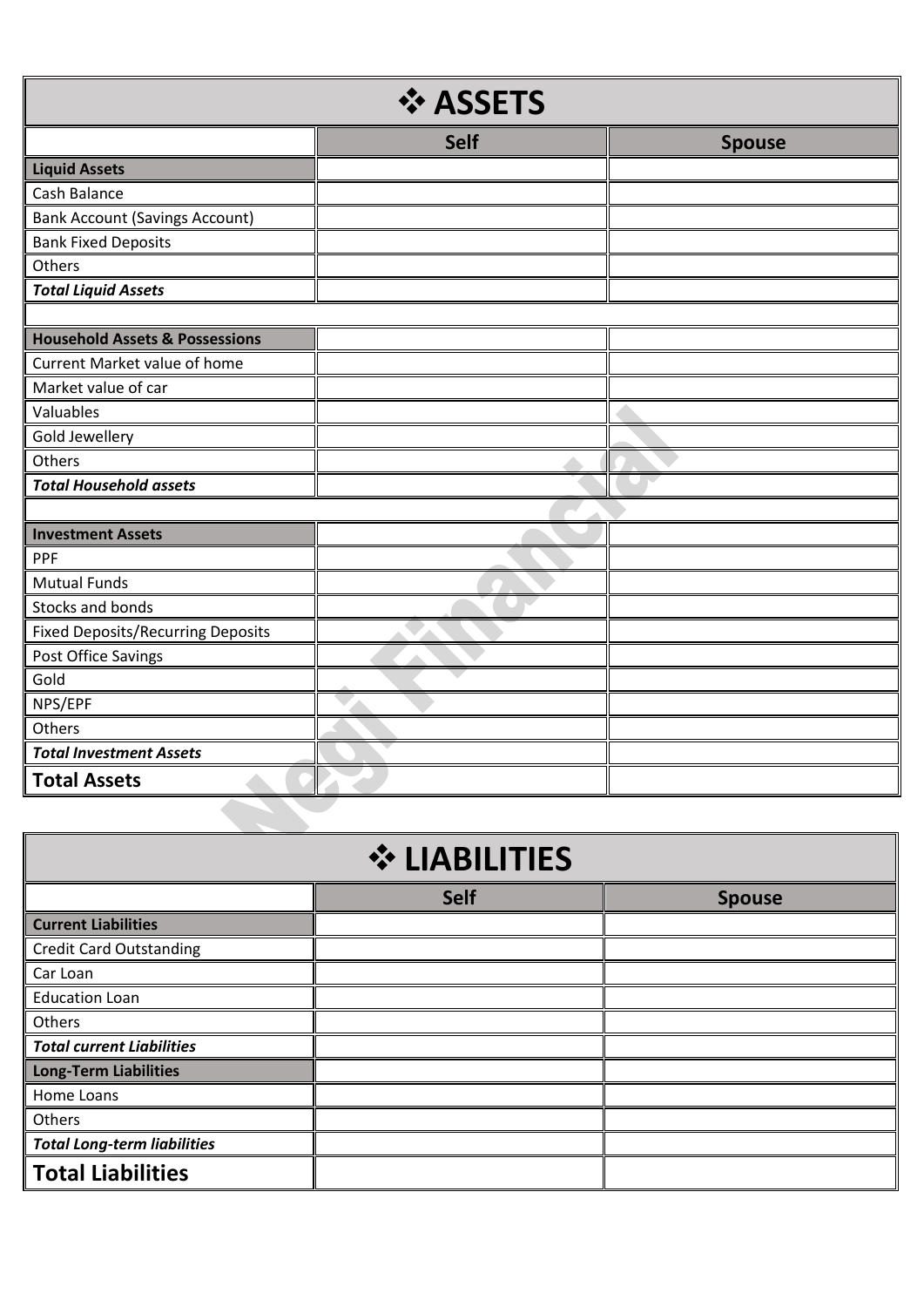## ❖ ASSETS

| | Self | Spouse |
|---|---|---|
| **Liquid Assets** | | |
| Cash Balance | | |
| Bank Account (Savings Account) | | |
| Bank Fixed Deposits | | |
| Others | | |
| ***Total Liquid Assets*** | | |
| | | |
| **Household Assets & Possessions** | | |
| Current Market value of home | | |
| Market value of car | | |
| Valuables | | |
| Gold Jewellery | | |
| Others | | |
| ***Total Household assets*** | | |
| | | |
| **Investment Assets** | | |
| PPF | | |
| Mutual Funds | | |
| Stocks and bonds | | |
| Fixed Deposits/Recurring Deposits | | |
| Post Office Savings | | |
| Gold | | |
| NPS/EPF | | |
| Others | | |
| ***Total Investment Assets*** | | |
| **Total Assets** | | |

## ❖ LIABILITIES

| | Self | Spouse |
|---|---|---|
| **Current Liabilities** | | |
| Credit Card Outstanding | | |
| Car Loan | | |
| Education Loan | | |
| Others | | |
| ***Total current Liabilities*** | | |
| **Long-Term Liabilities** | | |
| Home Loans | | |
| Others | | |
| ***Total Long-term liabilities*** | | |
| **Total Liabilities** | | |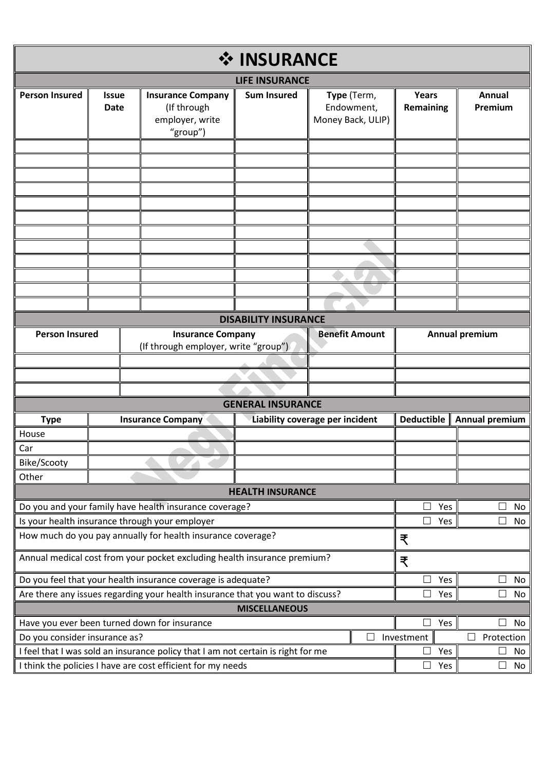# ❖ INSURANCE

## LIFE INSURANCE

| Person Insured | Issue Date | Insurance Company (If through employer, write "group") | Sum Insured | Type (Term, Endowment, Money Back, ULIP) | Years Remaining | Annual Premium |
|---|---|---|---|---|---|---|
| | | | | | | |
| | | | | | | |
| | | | | | | |
| | | | | | | |
| | | | | | | |
| | | | | | | |
| | | | | | | |
| | | | | | | |
| | | | | | | |
| | | | | | | |
| | | | | | | |
| | | | | | | |

## DISABILITY INSURANCE

| Person Insured | Insurance Company (If through employer, write "group") | Benefit Amount | Annual premium |
|---|---|---|---|
| | | | |
| | | | |
| | | | |

## GENERAL INSURANCE

| Type | Insurance Company | Liability coverage per incident | Deductible | Annual premium |
|---|---|---|---|---|
| House | | | | |
| Car | | | | |
| Bike/Scooty | | | | |
| Other | | | | |

## HEALTH INSURANCE

| | | |
|---|---|---|
| Do you and your family have health insurance coverage? | ☐ Yes | ☐ No |
| Is your health insurance through your employer | ☐ Yes | ☐ No |
| How much do you pay annually for health insurance coverage? | ₹ | |
| Annual medical cost from your pocket excluding health insurance premium? | ₹ | |
| Do you feel that your health insurance coverage is adequate? | ☐ Yes | ☐ No |
| Are there any issues regarding your health insurance that you want to discuss? | ☐ Yes | ☐ No |

## MISCELLANEOUS

| | | |
|---|---|---|
| Have you ever been turned down for insurance | ☐ Yes | ☐ No |
| Do you consider insurance as? | ☐ Investment | ☐ Protection |
| I feel that I was sold an insurance policy that I am not certain is right for me | ☐ Yes | ☐ No |
| I think the policies I have are cost efficient for my needs | ☐ Yes | ☐ No |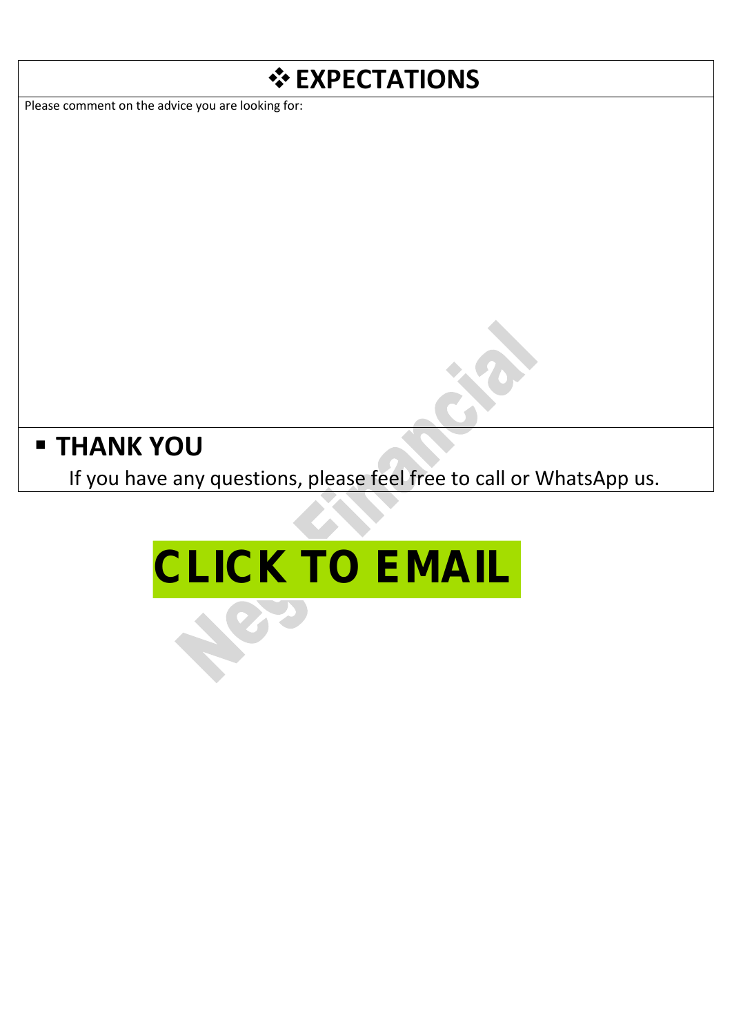## ❖ EXPECTATIONS

Please comment on the advice you are looking for:

## ▪ THANK YOU

If you have any questions, please feel free to call or WhatsApp us.

**CLICK TO EMAIL**